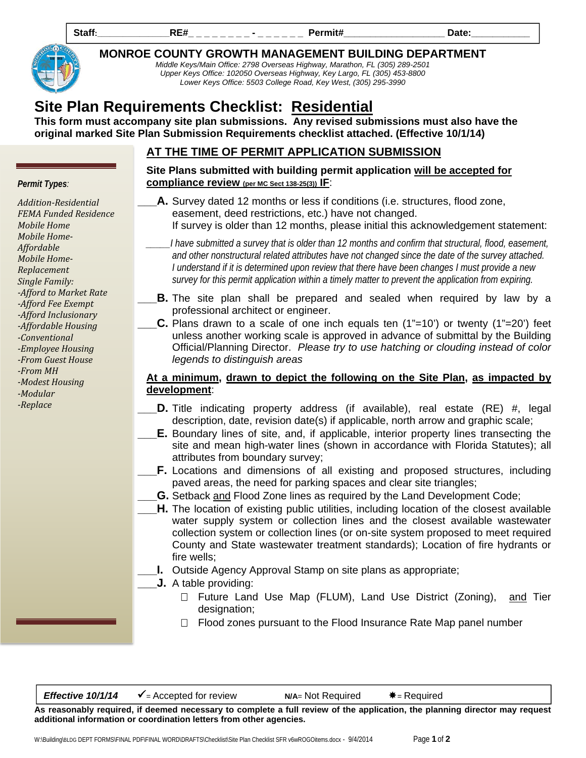Staff:______________ RE#_ _ _ _ _ _ _ _ - _ _ _ _ _ _ Permit#___________________ Date:___________

# MONROE COUNTY GROWTH MANAGEMENT BUILDING DEPARTMENT

*Middle Keys/Main Office: 2798 Overseas Highway, Marathon, FL (305) 289-2501*
*Upper Keys Office: 102050 Overseas Highway, Key Largo, FL (305) 453-8800*
*Lower Keys Office: 5503 College Road, Key West, (305) 295-3990*

# Site Plan Requirements Checklist: Residential

**This form must accompany site plan submissions. Any revised submissions must also have the original marked Site Plan Submission Requirements checklist attached. (Effective 10/1/14)**

***Permit Types:***

*Addition-Residential*
*FEMA Funded Residence*
*Mobile Home*
*Mobile Home-Affordable*
*Mobile Home-Replacement*
*Single Family:*
*-Afford to Market Rate*
*-Afford Fee Exempt*
*-Afford Inclusionary*
*-Affordable Housing*
*-Conventional*
*-Employee Housing*
*-From Guest House*
*-From MH*
*-Modest Housing*
*-Modular*
*-Replace*

## AT THE TIME OF PERMIT APPLICATION SUBMISSION

**Site Plans submitted with building permit application will be accepted for compliance review (per MC Sect 138-25(3)) IF:**

___**A.** Survey dated 12 months or less if conditions (i.e. structures, flood zone, easement, deed restrictions, etc.) have not changed. If survey is older than 12 months, please initial this acknowledgement statement:

_____*I have submitted a survey that is older than 12 months and confirm that structural, flood, easement, and other nonstructural related attributes have not changed since the date of the survey attached. I understand if it is determined upon review that there have been changes I must provide a new survey for this permit application within a timely matter to prevent the application from expiring.*

___**B.** The site plan shall be prepared and sealed when required by law by a professional architect or engineer.

___**C.** Plans drawn to a scale of one inch equals ten (1"=10') or twenty (1"=20') feet unless another working scale is approved in advance of submittal by the Building Official/Planning Director. *Please try to use hatching or clouding instead of color legends to distinguish areas*

**At a minimum, drawn to depict the following on the Site Plan, as impacted by development:**

___**D.** Title indicating property address (if available), real estate (RE) #, legal description, date, revision date(s) if applicable, north arrow and graphic scale;

___**E.** Boundary lines of site, and, if applicable, interior property lines transecting the site and mean high-water lines (shown in accordance with Florida Statutes); all attributes from boundary survey;

___**F.** Locations and dimensions of all existing and proposed structures, including paved areas, the need for parking spaces and clear site triangles;

___**G.** Setback and Flood Zone lines as required by the Land Development Code;

___**H.** The location of existing public utilities, including location of the closest available water supply system or collection lines and the closest available wastewater collection system or collection lines (or on-site system proposed to meet required County and State wastewater treatment standards); Location of fire hydrants or fire wells;

___**I.** Outside Agency Approval Stamp on site plans as appropriate;

___**J.** A table providing:

- ☐ Future Land Use Map (FLUM), Land Use District (Zoning), and Tier designation;
- ☐ Flood zones pursuant to the Flood Insurance Rate Map panel number

***Effective 10/1/14*** ✓= Accepted for review N/A= Not Required ✸= Required

**As reasonably required, if deemed necessary to complete a full review of the application, the planning director may request additional information or coordination letters from other agencies.**

W:\Building\BLDG DEPT FORMS\FINAL PDF\FINAL WORD\DRAFTS\Checklist\Site Plan Checklist SFR v6wROGOitems.docx - 9/4/2014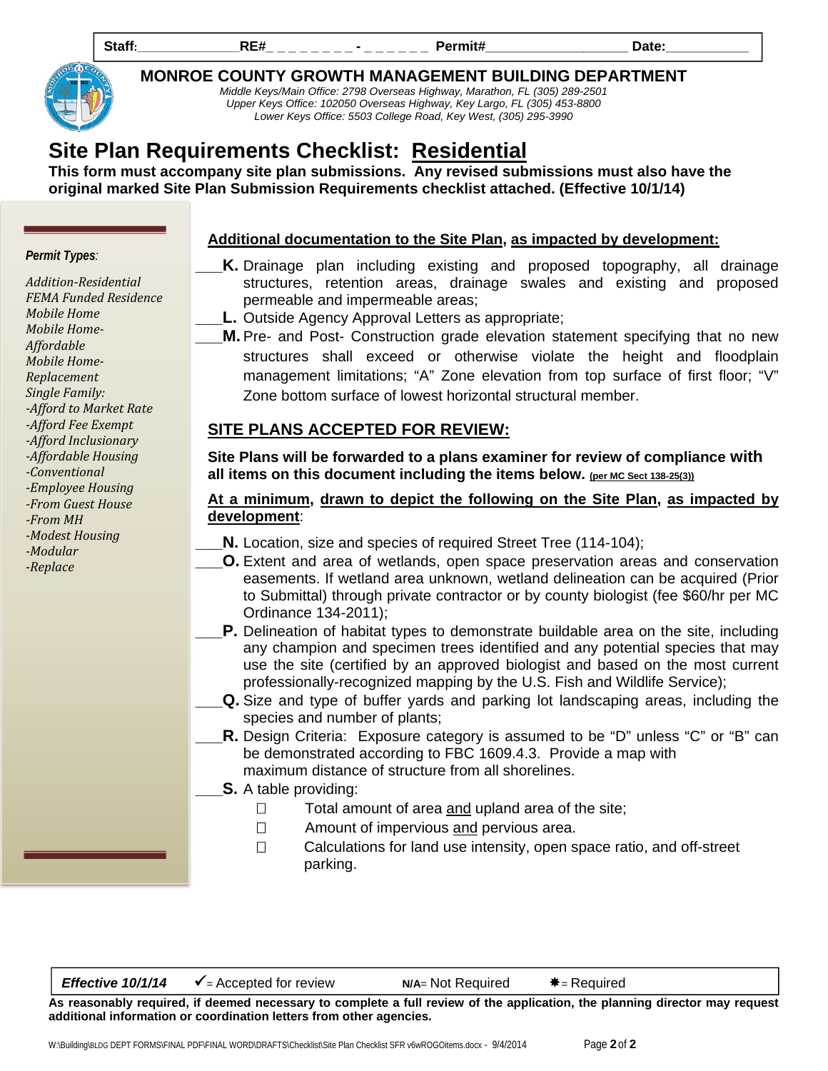Staff:______________ RE#_ _ _ _ _ _ _ _ - _ _ _ _ _ _ Permit#__________________ Date:___________

**MONROE COUNTY GROWTH MANAGEMENT BUILDING DEPARTMENT**

*Middle Keys/Main Office: 2798 Overseas Highway, Marathon, FL (305) 289-2501*
*Upper Keys Office: 102050 Overseas Highway, Key Largo, FL (305) 453-8800*
*Lower Keys Office: 5503 College Road, Key West, (305) 295-3990*

# Site Plan Requirements Checklist: Residential

**This form must accompany site plan submissions. Any revised submissions must also have the original marked Site Plan Submission Requirements checklist attached. (Effective 10/1/14)**

***Permit Types:***

*Addition-Residential*
*FEMA Funded Residence*
*Mobile Home*
*Mobile Home-Affordable*
*Mobile Home-Replacement*
*Single Family:*
*-Afford to Market Rate*
*-Afford Fee Exempt*
*-Afford Inclusionary*
*-Affordable Housing*
*-Conventional*
*-Employee Housing*
*-From Guest House*
*-From MH*
*-Modest Housing*
*-Modular*
*-Replace*

**Additional documentation to the Site Plan, as impacted by development:**

___**K.** Drainage plan including existing and proposed topography, all drainage structures, retention areas, drainage swales and existing and proposed permeable and impermeable areas;

___**L.** Outside Agency Approval Letters as appropriate;

___**M.** Pre- and Post- Construction grade elevation statement specifying that no new structures shall exceed or otherwise violate the height and floodplain management limitations; "A" Zone elevation from top surface of first floor; "V" Zone bottom surface of lowest horizontal structural member.

## SITE PLANS ACCEPTED FOR REVIEW:

**Site Plans will be forwarded to a plans examiner for review of compliance with all items on this document including the items below.** (per MC Sect 138-25(3))

**At a minimum, drawn to depict the following on the Site Plan, as impacted by development:**

___**N.** Location, size and species of required Street Tree (114-104);

___**O.** Extent and area of wetlands, open space preservation areas and conservation easements. If wetland area unknown, wetland delineation can be acquired (Prior to Submittal) through private contractor or by county biologist (fee $60/hr per MC Ordinance 134-2011);

___**P.** Delineation of habitat types to demonstrate buildable area on the site, including any champion and specimen trees identified and any potential species that may use the site (certified by an approved biologist and based on the most current professionally-recognized mapping by the U.S. Fish and Wildlife Service);

___**Q.** Size and type of buffer yards and parking lot landscaping areas, including the species and number of plants;

___**R.** Design Criteria: Exposure category is assumed to be "D" unless "C" or "B" can be demonstrated according to FBC 1609.4.3. Provide a map with maximum distance of structure from all shorelines.

___**S.** A table providing:

- ☐ Total amount of area and upland area of the site;
- ☐ Amount of impervious and pervious area.
- ☐ Calculations for land use intensity, open space ratio, and off-street parking.

***Effective 10/1/14*** ✓= Accepted for review N/A= Not Required ✱= Required

**As reasonably required, if deemed necessary to complete a full review of the application, the planning director may request additional information or coordination letters from other agencies.**

W:\Building\BLDG DEPT FORMS\FINAL PDF\FINAL WORD\DRAFTS\Checklist\Site Plan Checklist SFR v6wROGOitems.docx - 9/4/2014